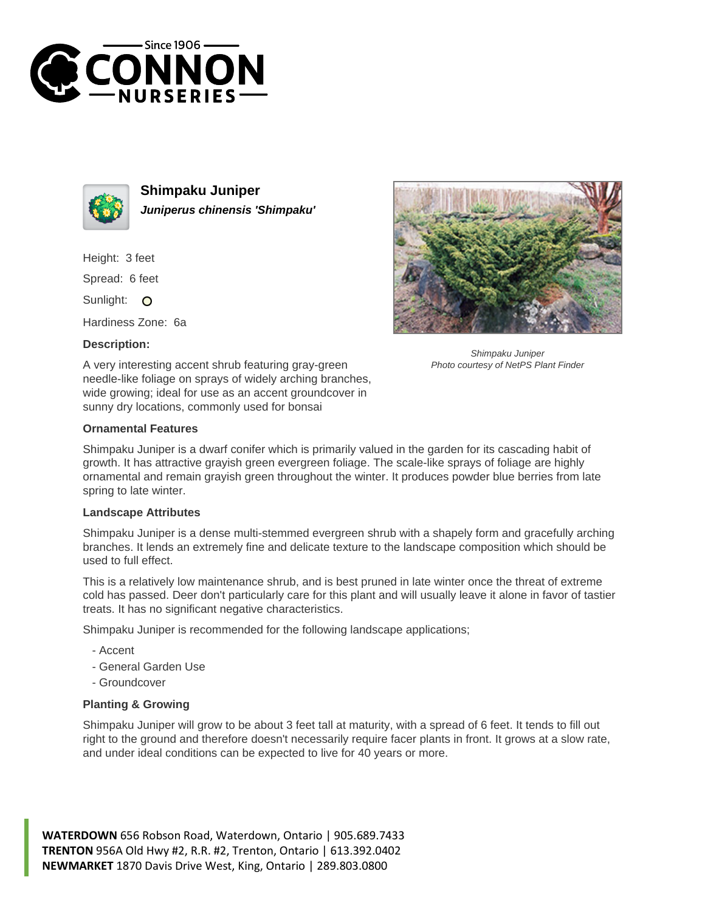# Shimpaku Juniper

***Juniperus chinensis 'Shimpaku'***

Height: 3 feet

Spread: 6 feet

Sunlight: O

Hardiness Zone: 6a

**Description:**

A very interesting accent shrub featuring gray-green needle-like foliage on sprays of widely arching branches, wide growing; ideal for use as an accent groundcover in sunny dry locations, commonly used for bonsai

*Shimpaku Juniper*
*Photo courtesy of NetPS Plant Finder*

### Ornamental Features

Shimpaku Juniper is a dwarf conifer which is primarily valued in the garden for its cascading habit of growth. It has attractive grayish green evergreen foliage. The scale-like sprays of foliage are highly ornamental and remain grayish green throughout the winter. It produces powder blue berries from late spring to late winter.

### Landscape Attributes

Shimpaku Juniper is a dense multi-stemmed evergreen shrub with a shapely form and gracefully arching branches. It lends an extremely fine and delicate texture to the landscape composition which should be used to full effect.

This is a relatively low maintenance shrub, and is best pruned in late winter once the threat of extreme cold has passed. Deer don't particularly care for this plant and will usually leave it alone in favor of tastier treats. It has no significant negative characteristics.

Shimpaku Juniper is recommended for the following landscape applications;

- Accent
- General Garden Use
- Groundcover

### Planting & Growing

Shimpaku Juniper will grow to be about 3 feet tall at maturity, with a spread of 6 feet. It tends to fill out right to the ground and therefore doesn't necessarily require facer plants in front. It grows at a slow rate, and under ideal conditions can be expected to live for 40 years or more.

**WATERDOWN** 656 Robson Road, Waterdown, Ontario | 905.689.7433
**TRENTON** 956A Old Hwy #2, R.R. #2, Trenton, Ontario | 613.392.0402
**NEWMARKET** 1870 Davis Drive West, King, Ontario | 289.803.0800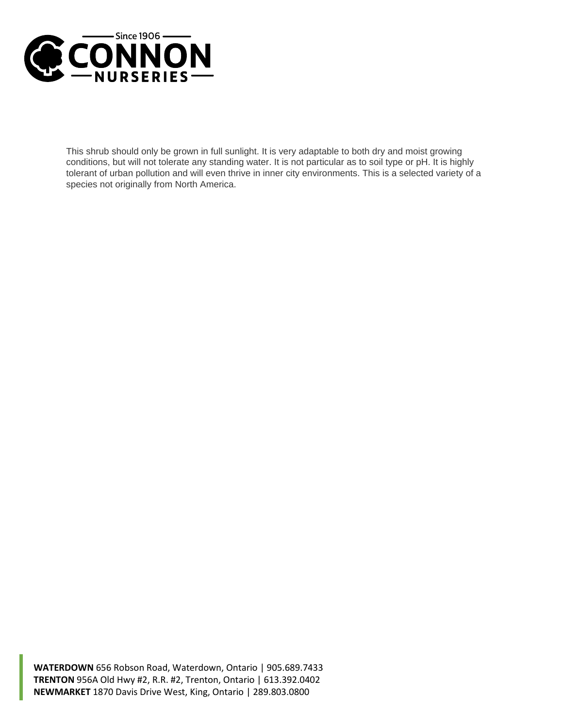This shrub should only be grown in full sunlight. It is very adaptable to both dry and moist growing conditions, but will not tolerate any standing water. It is not particular as to soil type or pH. It is highly tolerant of urban pollution and will even thrive in inner city environments. This is a selected variety of a species not originally from North America.